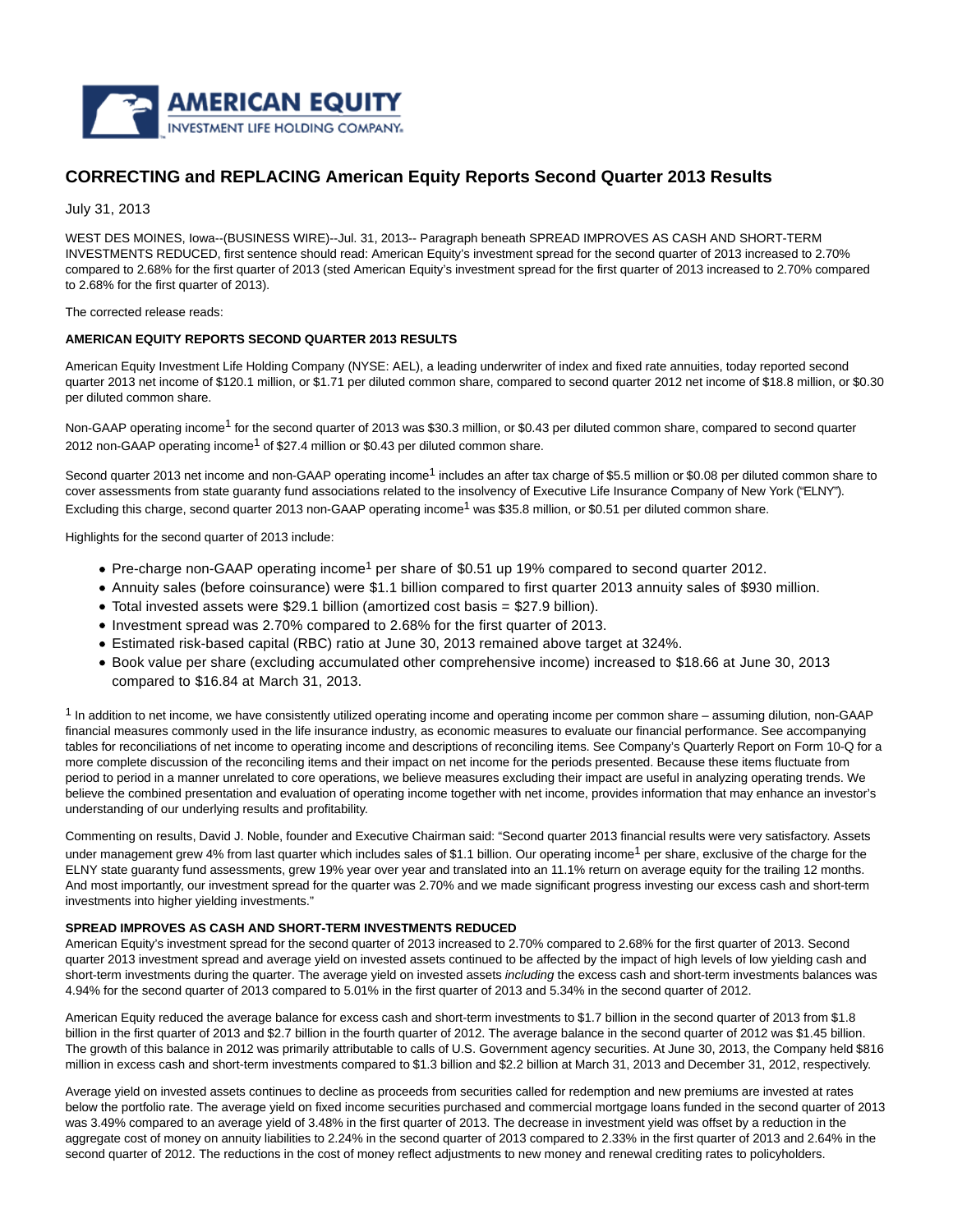# CORRECTING and REPLACING American Equity Reports Second Quarter 2013 Results

July 31, 2013

WEST DES MOINES, Iowa--(BUSINESS WIRE)--Jul. 31, 2013-- Paragraph beneath SPREAD IMPROVES AS CASH AND SHORT-TERM INVESTMENTS REDUCED, first sentence should read: American Equity's investment spread for the second quarter of 2013 increased to 2.70% compared to 2.68% for the first quarter of 2013 (sted American Equity's investment spread for the first quarter of 2013 increased to 2.70% compared to 2.68% for the first quarter of 2013).

The corrected release reads:

**AMERICAN EQUITY REPORTS SECOND QUARTER 2013 RESULTS**

American Equity Investment Life Holding Company (NYSE: AEL), a leading underwriter of index and fixed rate annuities, today reported second quarter 2013 net income of $120.1 million, or $1.71 per diluted common share, compared to second quarter 2012 net income of $18.8 million, or $0.30 per diluted common share.

Non-GAAP operating income[1] for the second quarter of 2013 was $30.3 million, or $0.43 per diluted common share, compared to second quarter 2012 non-GAAP operating income[1] of $27.4 million or $0.43 per diluted common share.

Second quarter 2013 net income and non-GAAP operating income[1] includes an after tax charge of $5.5 million or $0.08 per diluted common share to cover assessments from state guaranty fund associations related to the insolvency of Executive Life Insurance Company of New York ("ELNY"). Excluding this charge, second quarter 2013 non-GAAP operating income[1] was $35.8 million, or $0.51 per diluted common share.

Highlights for the second quarter of 2013 include:

- Pre-charge non-GAAP operating income[1] per share of $0.51 up 19% compared to second quarter 2012.
- Annuity sales (before coinsurance) were $1.1 billion compared to first quarter 2013 annuity sales of $930 million.
- Total invested assets were $29.1 billion (amortized cost basis = $27.9 billion).
- Investment spread was 2.70% compared to 2.68% for the first quarter of 2013.
- Estimated risk-based capital (RBC) ratio at June 30, 2013 remained above target at 324%.
- Book value per share (excluding accumulated other comprehensive income) increased to $18.66 at June 30, 2013 compared to $16.84 at March 31, 2013.

[1] In addition to net income, we have consistently utilized operating income and operating income per common share – assuming dilution, non-GAAP financial measures commonly used in the life insurance industry, as economic measures to evaluate our financial performance. See accompanying tables for reconciliations of net income to operating income and descriptions of reconciling items. See Company's Quarterly Report on Form 10-Q for a more complete discussion of the reconciling items and their impact on net income for the periods presented. Because these items fluctuate from period to period in a manner unrelated to core operations, we believe measures excluding their impact are useful in analyzing operating trends. We believe the combined presentation and evaluation of operating income together with net income, provides information that may enhance an investor's understanding of our underlying results and profitability.

Commenting on results, David J. Noble, founder and Executive Chairman said: "Second quarter 2013 financial results were very satisfactory. Assets under management grew 4% from last quarter which includes sales of $1.1 billion. Our operating income[1] per share, exclusive of the charge for the ELNY state guaranty fund assessments, grew 19% year over year and translated into an 11.1% return on average equity for the trailing 12 months. And most importantly, our investment spread for the quarter was 2.70% and we made significant progress investing our excess cash and short-term investments into higher yielding investments."

**SPREAD IMPROVES AS CASH AND SHORT-TERM INVESTMENTS REDUCED**

American Equity's investment spread for the second quarter of 2013 increased to 2.70% compared to 2.68% for the first quarter of 2013. Second quarter 2013 investment spread and average yield on invested assets continued to be affected by the impact of high levels of low yielding cash and short-term investments during the quarter. The average yield on invested assets *including* the excess cash and short-term investments balances was 4.94% for the second quarter of 2013 compared to 5.01% in the first quarter of 2013 and 5.34% in the second quarter of 2012.

American Equity reduced the average balance for excess cash and short-term investments to $1.7 billion in the second quarter of 2013 from $1.8 billion in the first quarter of 2013 and $2.7 billion in the fourth quarter of 2012. The average balance in the second quarter of 2012 was $1.45 billion. The growth of this balance in 2012 was primarily attributable to calls of U.S. Government agency securities. At June 30, 2013, the Company held $816 million in excess cash and short-term investments compared to $1.3 billion and $2.2 billion at March 31, 2013 and December 31, 2012, respectively.

Average yield on invested assets continues to decline as proceeds from securities called for redemption and new premiums are invested at rates below the portfolio rate. The average yield on fixed income securities purchased and commercial mortgage loans funded in the second quarter of 2013 was 3.49% compared to an average yield of 3.48% in the first quarter of 2013. The decrease in investment yield was offset by a reduction in the aggregate cost of money on annuity liabilities to 2.24% in the second quarter of 2013 compared to 2.33% in the first quarter of 2013 and 2.64% in the second quarter of 2012. The reductions in the cost of money reflect adjustments to new money and renewal crediting rates to policyholders.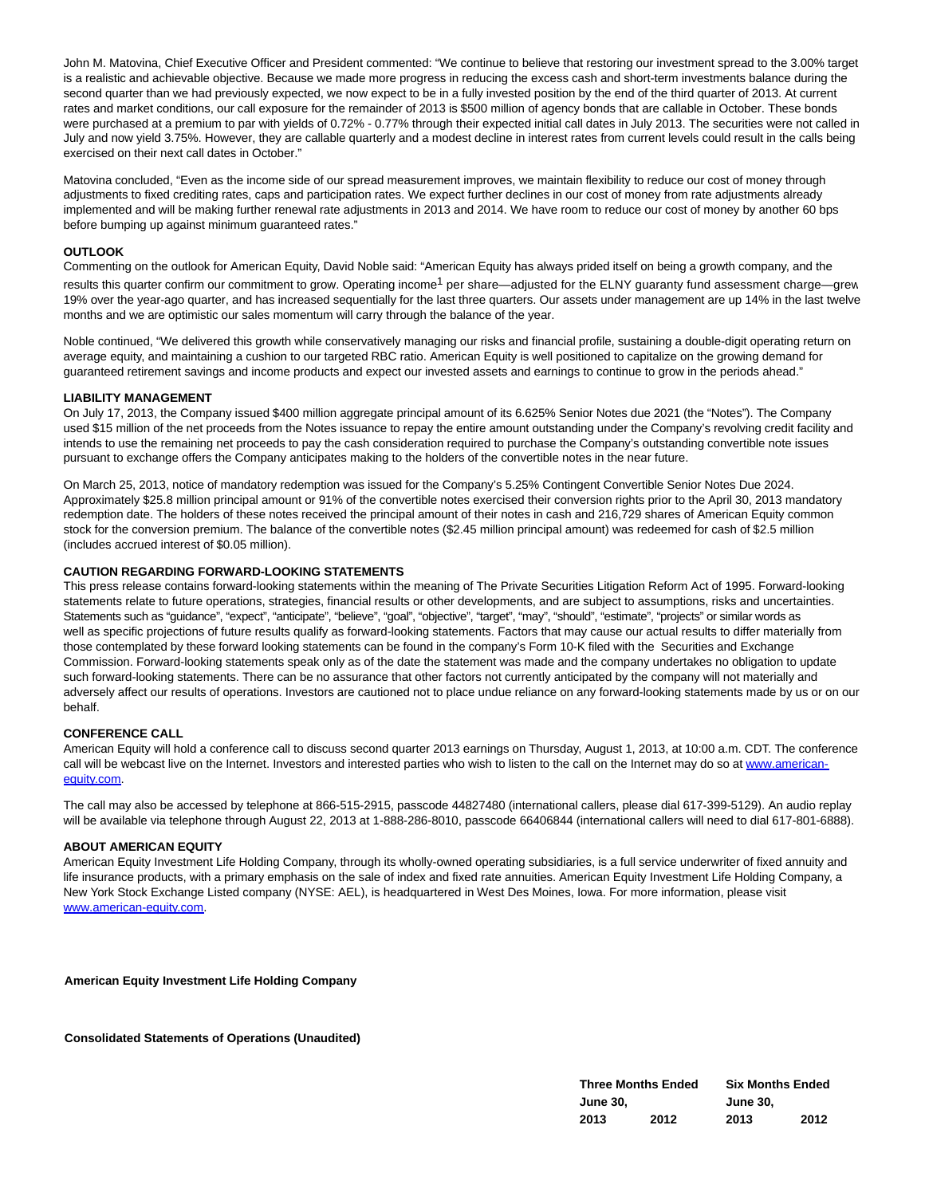John M. Matovina, Chief Executive Officer and President commented: “We continue to believe that restoring our investment spread to the 3.00% target is a realistic and achievable objective. Because we made more progress in reducing the excess cash and short-term investments balance during the second quarter than we had previously expected, we now expect to be in a fully invested position by the end of the third quarter of 2013. At current rates and market conditions, our call exposure for the remainder of 2013 is $500 million of agency bonds that are callable in October. These bonds were purchased at a premium to par with yields of 0.72% - 0.77% through their expected initial call dates in July 2013. The securities were not called in July and now yield 3.75%. However, they are callable quarterly and a modest decline in interest rates from current levels could result in the calls being exercised on their next call dates in October.”

Matovina concluded, “Even as the income side of our spread measurement improves, we maintain flexibility to reduce our cost of money through adjustments to fixed crediting rates, caps and participation rates. We expect further declines in our cost of money from rate adjustments already implemented and will be making further renewal rate adjustments in 2013 and 2014. We have room to reduce our cost of money by another 60 bps before bumping up against minimum guaranteed rates.”

**OUTLOOK**

Commenting on the outlook for American Equity, David Noble said: “American Equity has always prided itself on being a growth company, and the results this quarter confirm our commitment to grow. Operating income[1] per share—adjusted for the ELNY guaranty fund assessment charge—grew 19% over the year-ago quarter, and has increased sequentially for the last three quarters. Our assets under management are up 14% in the last twelve months and we are optimistic our sales momentum will carry through the balance of the year.

Noble continued, “We delivered this growth while conservatively managing our risks and financial profile, sustaining a double-digit operating return on average equity, and maintaining a cushion to our targeted RBC ratio. American Equity is well positioned to capitalize on the growing demand for guaranteed retirement savings and income products and expect our invested assets and earnings to continue to grow in the periods ahead.”

**LIABILITY MANAGEMENT**

On July 17, 2013, the Company issued $400 million aggregate principal amount of its 6.625% Senior Notes due 2021 (the “Notes”). The Company used $15 million of the net proceeds from the Notes issuance to repay the entire amount outstanding under the Company’s revolving credit facility and intends to use the remaining net proceeds to pay the cash consideration required to purchase the Company’s outstanding convertible note issues pursuant to exchange offers the Company anticipates making to the holders of the convertible notes in the near future.

On March 25, 2013, notice of mandatory redemption was issued for the Company’s 5.25% Contingent Convertible Senior Notes Due 2024. Approximately $25.8 million principal amount or 91% of the convertible notes exercised their conversion rights prior to the April 30, 2013 mandatory redemption date. The holders of these notes received the principal amount of their notes in cash and 216,729 shares of American Equity common stock for the conversion premium. The balance of the convertible notes ($2.45 million principal amount) was redeemed for cash of $2.5 million (includes accrued interest of $0.05 million).

**CAUTION REGARDING FORWARD-LOOKING STATEMENTS**

This press release contains forward-looking statements within the meaning of The Private Securities Litigation Reform Act of 1995. Forward-looking statements relate to future operations, strategies, financial results or other developments, and are subject to assumptions, risks and uncertainties. Statements such as “guidance”, “expect”, “anticipate”, “believe”, “goal”, “objective”, “target”, “may”, “should”, “estimate”, “projects” or similar words as well as specific projections of future results qualify as forward-looking statements. Factors that may cause our actual results to differ materially from those contemplated by these forward looking statements can be found in the company’s Form 10-K filed with the Securities and Exchange Commission. Forward-looking statements speak only as of the date the statement was made and the company undertakes no obligation to update such forward-looking statements. There can be no assurance that other factors not currently anticipated by the company will not materially and adversely affect our results of operations. Investors are cautioned not to place undue reliance on any forward-looking statements made by us or on our behalf.

**CONFERENCE CALL**

American Equity will hold a conference call to discuss second quarter 2013 earnings on Thursday, August 1, 2013, at 10:00 a.m. CDT. The conference call will be webcast live on the Internet. Investors and interested parties who wish to listen to the call on the Internet may do so at www.american-equity.com.

The call may also be accessed by telephone at 866-515-2915, passcode 44827480 (international callers, please dial 617-399-5129). An audio replay will be available via telephone through August 22, 2013 at 1-888-286-8010, passcode 66406844 (international callers will need to dial 617-801-6888).

**ABOUT AMERICAN EQUITY**

American Equity Investment Life Holding Company, through its wholly-owned operating subsidiaries, is a full service underwriter of fixed annuity and life insurance products, with a primary emphasis on the sale of index and fixed rate annuities. American Equity Investment Life Holding Company, a New York Stock Exchange Listed company (NYSE: AEL), is headquartered in West Des Moines, Iowa. For more information, please visit www.american-equity.com.

**American Equity Investment Life Holding Company**

**Consolidated Statements of Operations (Unaudited)**

| | Three Months Ended June 30, | | Six Months Ended June 30, | |
|---|---|---|---|---|
| | 2013 | 2012 | 2013 | 2012 |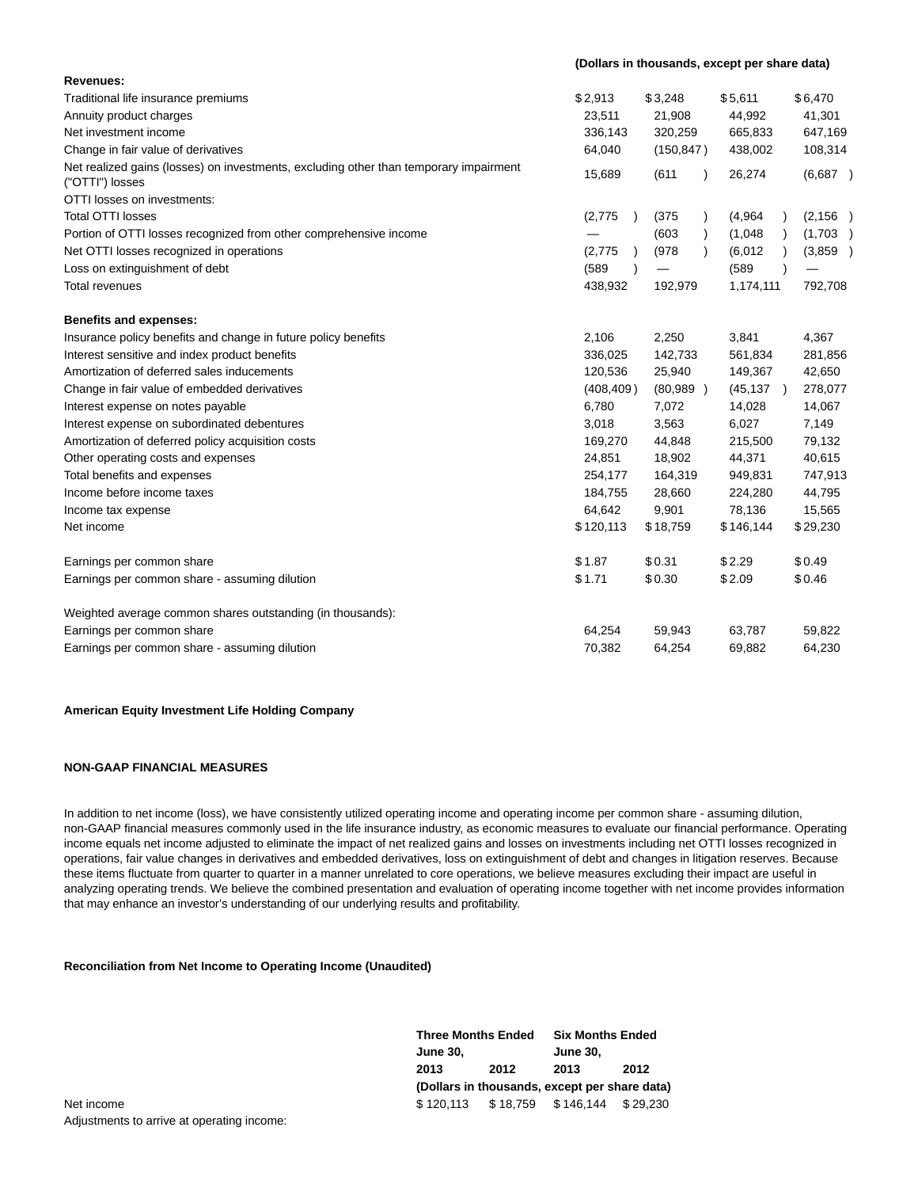| | (Dollars in thousands, except per share data) | | | |
|---|---|---|---|---|
| **Revenues:** | | | | |
| Traditional life insurance premiums | $ 2,913 | $ 3,248 | $ 5,611 | $ 6,470 |
| Annuity product charges | 23,511 | 21,908 | 44,992 | 41,301 |
| Net investment income | 336,143 | 320,259 | 665,833 | 647,169 |
| Change in fair value of derivatives | 64,040 | (150,847 ) | 438,002 | 108,314 |
| Net realized gains (losses) on investments, excluding other than temporary impairment ("OTTI") losses | 15,689 | (611 ) | 26,274 | (6,687 ) |
| OTTI losses on investments: | | | | |
| Total OTTI losses | (2,775 ) | (375 ) | (4,964 ) | (2,156 ) |
| Portion of OTTI losses recognized from other comprehensive income | — | (603 ) | (1,048 ) | (1,703 ) |
| Net OTTI losses recognized in operations | (2,775 ) | (978 ) | (6,012 ) | (3,859 ) |
| Loss on extinguishment of debt | (589 ) | — | (589 ) | — |
| Total revenues | 438,932 | 192,979 | 1,174,111 | 792,708 |
| **Benefits and expenses:** | | | | |
| Insurance policy benefits and change in future policy benefits | 2,106 | 2,250 | 3,841 | 4,367 |
| Interest sensitive and index product benefits | 336,025 | 142,733 | 561,834 | 281,856 |
| Amortization of deferred sales inducements | 120,536 | 25,940 | 149,367 | 42,650 |
| Change in fair value of embedded derivatives | (408,409 ) | (80,989 ) | (45,137 ) | 278,077 |
| Interest expense on notes payable | 6,780 | 7,072 | 14,028 | 14,067 |
| Interest expense on subordinated debentures | 3,018 | 3,563 | 6,027 | 7,149 |
| Amortization of deferred policy acquisition costs | 169,270 | 44,848 | 215,500 | 79,132 |
| Other operating costs and expenses | 24,851 | 18,902 | 44,371 | 40,615 |
| Total benefits and expenses | 254,177 | 164,319 | 949,831 | 747,913 |
| Income before income taxes | 184,755 | 28,660 | 224,280 | 44,795 |
| Income tax expense | 64,642 | 9,901 | 78,136 | 15,565 |
| Net income | $ 120,113 | $ 18,759 | $ 146,144 | $ 29,230 |
| Earnings per common share | $ 1.87 | $ 0.31 | $ 2.29 | $ 0.49 |
| Earnings per common share - assuming dilution | $ 1.71 | $ 0.30 | $ 2.09 | $ 0.46 |
| Weighted average common shares outstanding (in thousands): | | | | |
| Earnings per common share | 64,254 | 59,943 | 63,787 | 59,822 |
| Earnings per common share - assuming dilution | 70,382 | 64,254 | 69,882 | 64,230 |

**American Equity Investment Life Holding Company**

**NON-GAAP FINANCIAL MEASURES**

In addition to net income (loss), we have consistently utilized operating income and operating income per common share - assuming dilution, non-GAAP financial measures commonly used in the life insurance industry, as economic measures to evaluate our financial performance. Operating income equals net income adjusted to eliminate the impact of net realized gains and losses on investments including net OTTI losses recognized in operations, fair value changes in derivatives and embedded derivatives, loss on extinguishment of debt and changes in litigation reserves. Because these items fluctuate from quarter to quarter in a manner unrelated to core operations, we believe measures excluding their impact are useful in analyzing operating trends. We believe the combined presentation and evaluation of operating income together with net income provides information that may enhance an investor's understanding of our underlying results and profitability.

**Reconciliation from Net Income to Operating Income (Unaudited)**

| | Three Months Ended June 30, | | Six Months Ended June 30, | |
|---|---|---|---|---|
| | 2013 | 2012 | 2013 | 2012 |
| | (Dollars in thousands, except per share data) | | | |
| Net income | $ 120,113 | $ 18,759 | $ 146,144 | $ 29,230 |
| Adjustments to arrive at operating income: | | | | |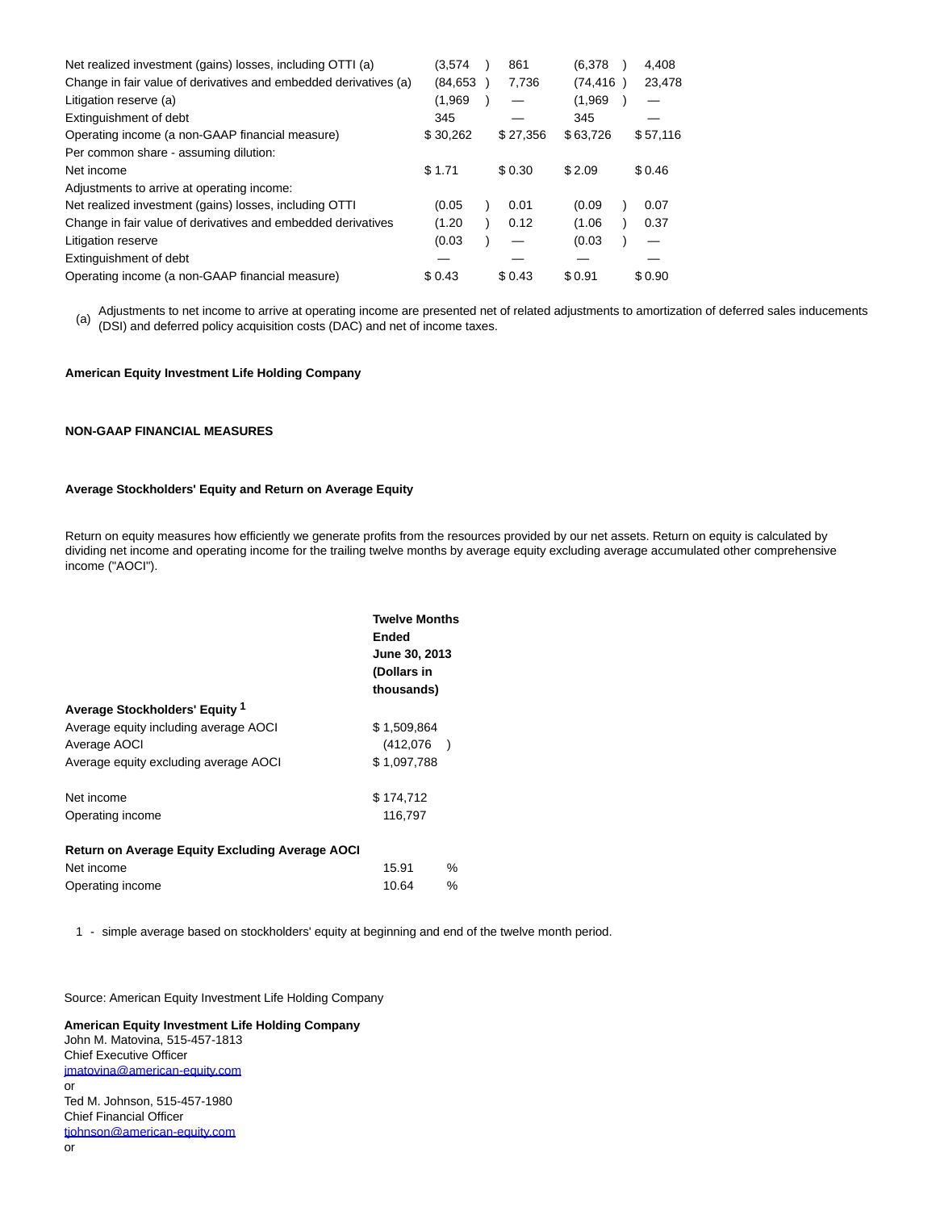| | | | | |
|---|---|---|---|---|
| Net realized investment (gains) losses, including OTTI (a) | (3,574) | 861 | (6,378) | 4,408 |
| Change in fair value of derivatives and embedded derivatives (a) | (84,653) | 7,736 | (74,416) | 23,478 |
| Litigation reserve (a) | (1,969) | — | (1,969) | — |
| Extinguishment of debt | 345 | — | 345 | — |
| Operating income (a non-GAAP financial measure) | $ 30,262 | $ 27,356 | $ 63,726 | $ 57,116 |
| Per common share - assuming dilution: | | | | |
| Net income | $ 1.71 | $ 0.30 | $ 2.09 | $ 0.46 |
| Adjustments to arrive at operating income: | | | | |
| Net realized investment (gains) losses, including OTTI | (0.05) | 0.01 | (0.09) | 0.07 |
| Change in fair value of derivatives and embedded derivatives | (1.20) | 0.12 | (1.06) | 0.37 |
| Litigation reserve | (0.03) | — | (0.03) | — |
| Extinguishment of debt | — | — | — | — |
| Operating income (a non-GAAP financial measure) | $ 0.43 | $ 0.43 | $ 0.91 | $ 0.90 |

(a) Adjustments to net income to arrive at operating income are presented net of related adjustments to amortization of deferred sales inducements (DSI) and deferred policy acquisition costs (DAC) and net of income taxes.

**American Equity Investment Life Holding Company**

**NON-GAAP FINANCIAL MEASURES**

**Average Stockholders' Equity and Return on Average Equity**

Return on equity measures how efficiently we generate profits from the resources provided by our net assets. Return on equity is calculated by dividing net income and operating income for the trailing twelve months by average equity excluding average accumulated other comprehensive income ("AOCI").

| | Twelve Months Ended June 30, 2013 (Dollars in thousands) |
|---|---|
| **Average Stockholders' Equity** [1] | |
| Average equity including average AOCI | $ 1,509,864 |
| Average AOCI | (412,076) |
| Average equity excluding average AOCI | $ 1,097,788 |
| | |
| Net income | $ 174,712 |
| Operating income | 116,797 |
| | |
| **Return on Average Equity Excluding Average AOCI** | |
| Net income | 15.91 % |
| Operating income | 10.64 % |

1 - simple average based on stockholders' equity at beginning and end of the twelve month period.

Source: American Equity Investment Life Holding Company

**American Equity Investment Life Holding Company**
John M. Matovina, 515-457-1813
Chief Executive Officer
jmatovina@american-equity.com
or
Ted M. Johnson, 515-457-1980
Chief Financial Officer
tjohnson@american-equity.com
or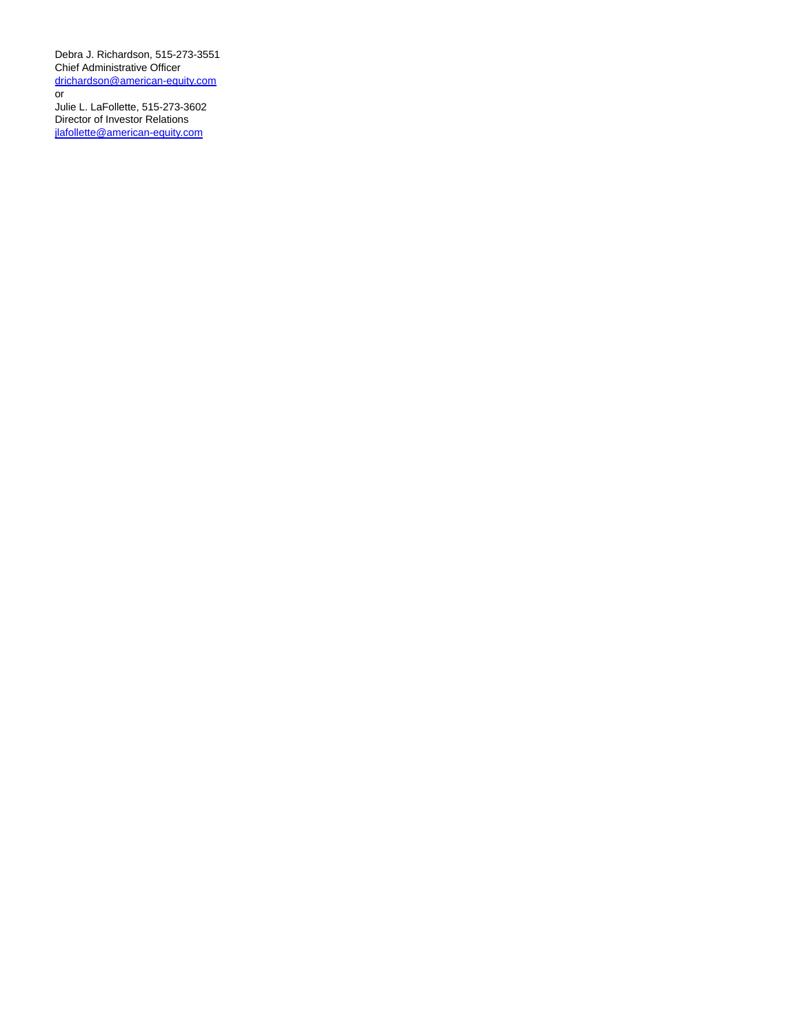Debra J. Richardson, 515-273-3551
Chief Administrative Officer
drichardson@american-equity.com
or
Julie L. LaFollette, 515-273-3602
Director of Investor Relations
jlafollette@american-equity.com